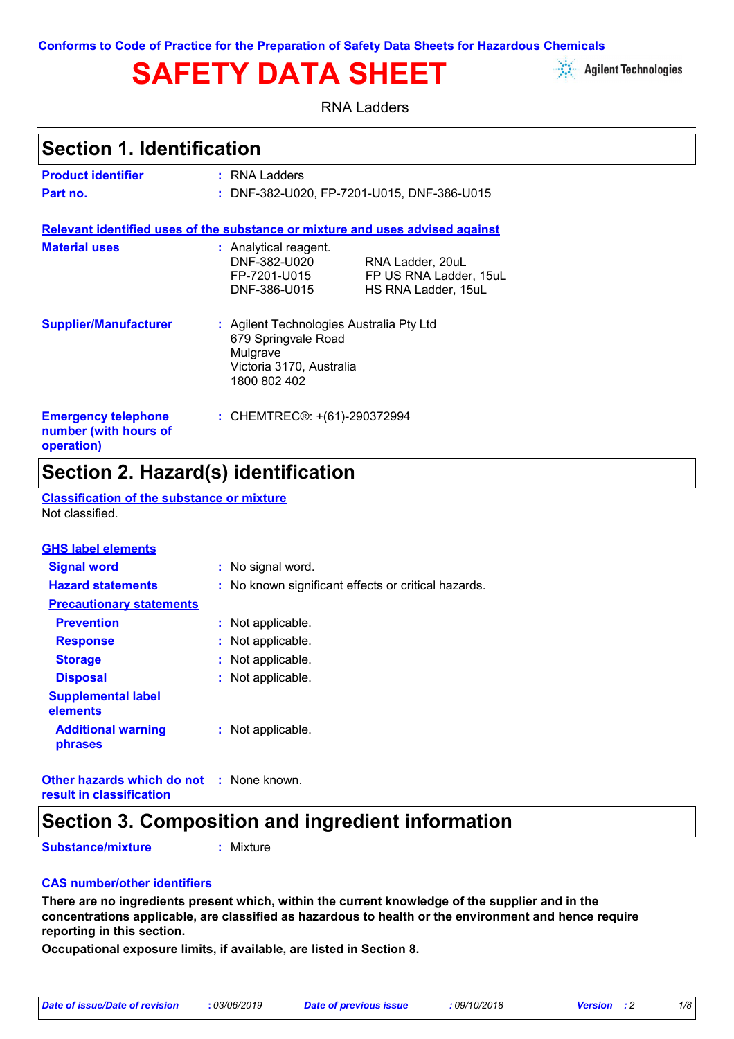Conforms to Code of Practice for the Preparation of Safety Data Sheets for Hazardous Chemicals

# SAFETY DATA SHEET

Agilent Technologies

RNA Ladders

## Section 1. Identification

**Product identifier** : RNA Ladders

**Part no.** : DNF-382-U020, FP-7201-U015, DNF-386-U015

**Relevant identified uses of the substance or mixture and uses advised against**

**Material uses** : Analytical reagent.

| | |
|---|---|
| DNF-382-U020 | RNA Ladder, 20uL |
| FP-7201-U015 | FP US RNA Ladder, 15uL |
| DNF-386-U015 | HS RNA Ladder, 15uL |

**Supplier/Manufacturer** : Agilent Technologies Australia Pty Ltd
679 Springvale Road
Mulgrave
Victoria 3170, Australia
1800 802 402

**Emergency telephone number (with hours of operation)** : CHEMTREC®: +(61)-290372994

## Section 2. Hazard(s) identification

**Classification of the substance or mixture**

Not classified.

**GHS label elements**

**Signal word** : No signal word.

**Hazard statements** : No known significant effects or critical hazards.

**Precautionary statements**

**Prevention** : Not applicable.

**Response** : Not applicable.

**Storage** : Not applicable.

**Disposal** : Not applicable.

**Supplemental label elements**

**Additional warning phrases** : Not applicable.

**Other hazards which do not result in classification** : None known.

## Section 3. Composition and ingredient information

**Substance/mixture** : Mixture

**CAS number/other identifiers**

**There are no ingredients present which, within the current knowledge of the supplier and in the concentrations applicable, are classified as hazardous to health or the environment and hence require reporting in this section.**

**Occupational exposure limits, if available, are listed in Section 8.**

*Date of issue/Date of revision* : 03/06/2019 *Date of previous issue* : 09/10/2018 *Version* : 2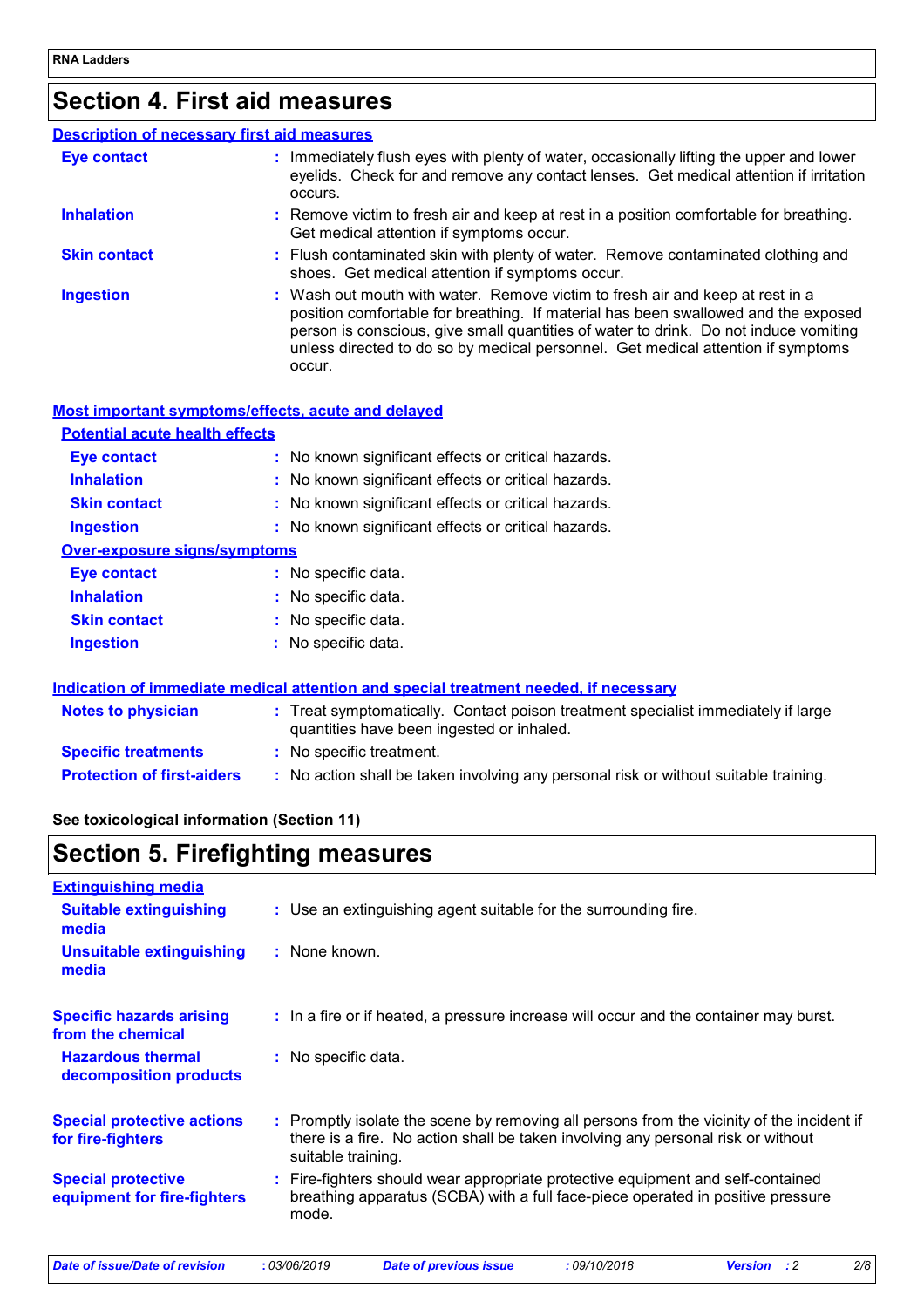# Section 4. First aid measures

## Description of necessary first aid measures

| | |
|---|---|
| **Eye contact** | Immediately flush eyes with plenty of water, occasionally lifting the upper and lower eyelids. Check for and remove any contact lenses. Get medical attention if irritation occurs. |
| **Inhalation** | Remove victim to fresh air and keep at rest in a position comfortable for breathing. Get medical attention if symptoms occur. |
| **Skin contact** | Flush contaminated skin with plenty of water. Remove contaminated clothing and shoes. Get medical attention if symptoms occur. |
| **Ingestion** | Wash out mouth with water. Remove victim to fresh air and keep at rest in a position comfortable for breathing. If material has been swallowed and the exposed person is conscious, give small quantities of water to drink. Do not induce vomiting unless directed to do so by medical personnel. Get medical attention if symptoms occur. |

## Most important symptoms/effects, acute and delayed

### Potential acute health effects

| | |
|---|---|
| **Eye contact** | No known significant effects or critical hazards. |
| **Inhalation** | No known significant effects or critical hazards. |
| **Skin contact** | No known significant effects or critical hazards. |
| **Ingestion** | No known significant effects or critical hazards. |

### Over-exposure signs/symptoms

| | |
|---|---|
| **Eye contact** | No specific data. |
| **Inhalation** | No specific data. |
| **Skin contact** | No specific data. |
| **Ingestion** | No specific data. |

## Indication of immediate medical attention and special treatment needed, if necessary

| | |
|---|---|
| **Notes to physician** | Treat symptomatically. Contact poison treatment specialist immediately if large quantities have been ingested or inhaled. |
| **Specific treatments** | No specific treatment. |
| **Protection of first-aiders** | No action shall be taken involving any personal risk or without suitable training. |

**See toxicological information (Section 11)**

# Section 5. Firefighting measures

## Extinguishing media

| | |
|---|---|
| **Suitable extinguishing media** | Use an extinguishing agent suitable for the surrounding fire. |
| **Unsuitable extinguishing media** | None known. |

| | |
|---|---|
| **Specific hazards arising from the chemical** | In a fire or if heated, a pressure increase will occur and the container may burst. |
| **Hazardous thermal decomposition products** | No specific data. |
| **Special protective actions for fire-fighters** | Promptly isolate the scene by removing all persons from the vicinity of the incident if there is a fire. No action shall be taken involving any personal risk or without suitable training. |
| **Special protective equipment for fire-fighters** | Fire-fighters should wear appropriate protective equipment and self-contained breathing apparatus (SCBA) with a full face-piece operated in positive pressure mode. |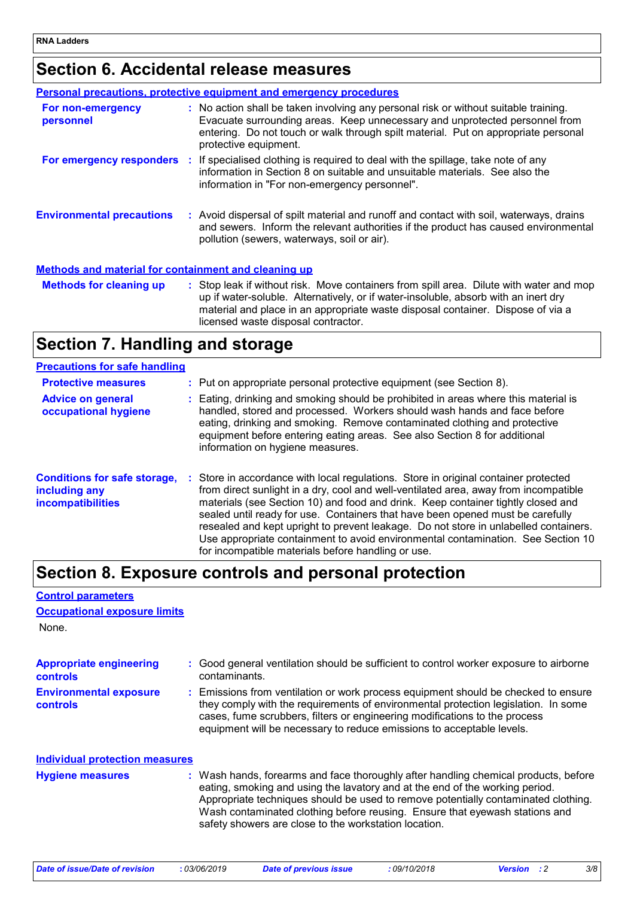## Section 6. Accidental release measures

### Personal precautions, protective equipment and emergency procedures

**For non-emergency personnel** : No action shall be taken involving any personal risk or without suitable training. Evacuate surrounding areas. Keep unnecessary and unprotected personnel from entering. Do not touch or walk through spilt material. Put on appropriate personal protective equipment.

**For emergency responders** : If specialised clothing is required to deal with the spillage, take note of any information in Section 8 on suitable and unsuitable materials. See also the information in "For non-emergency personnel".

**Environmental precautions** : Avoid dispersal of spilt material and runoff and contact with soil, waterways, drains and sewers. Inform the relevant authorities if the product has caused environmental pollution (sewers, waterways, soil or air).

### Methods and material for containment and cleaning up

**Methods for cleaning up** : Stop leak if without risk. Move containers from spill area. Dilute with water and mop up if water-soluble. Alternatively, or if water-insoluble, absorb with an inert dry material and place in an appropriate waste disposal container. Dispose of via a licensed waste disposal contractor.

## Section 7. Handling and storage

### Precautions for safe handling

**Protective measures** : Put on appropriate personal protective equipment (see Section 8).

**Advice on general occupational hygiene** : Eating, drinking and smoking should be prohibited in areas where this material is handled, stored and processed. Workers should wash hands and face before eating, drinking and smoking. Remove contaminated clothing and protective equipment before entering eating areas. See also Section 8 for additional information on hygiene measures.

**Conditions for safe storage, including any incompatibilities** : Store in accordance with local regulations. Store in original container protected from direct sunlight in a dry, cool and well-ventilated area, away from incompatible materials (see Section 10) and food and drink. Keep container tightly closed and sealed until ready for use. Containers that have been opened must be carefully resealed and kept upright to prevent leakage. Do not store in unlabelled containers. Use appropriate containment to avoid environmental contamination. See Section 10 for incompatible materials before handling or use.

## Section 8. Exposure controls and personal protection

### Control parameters

### Occupational exposure limits

None.

**Appropriate engineering controls** : Good general ventilation should be sufficient to control worker exposure to airborne contaminants.

**Environmental exposure controls** : Emissions from ventilation or work process equipment should be checked to ensure they comply with the requirements of environmental protection legislation. In some cases, fume scrubbers, filters or engineering modifications to the process equipment will be necessary to reduce emissions to acceptable levels.

### Individual protection measures

**Hygiene measures** : Wash hands, forearms and face thoroughly after handling chemical products, before eating, smoking and using the lavatory and at the end of the working period. Appropriate techniques should be used to remove potentially contaminated clothing. Wash contaminated clothing before reusing. Ensure that eyewash stations and safety showers are close to the workstation location.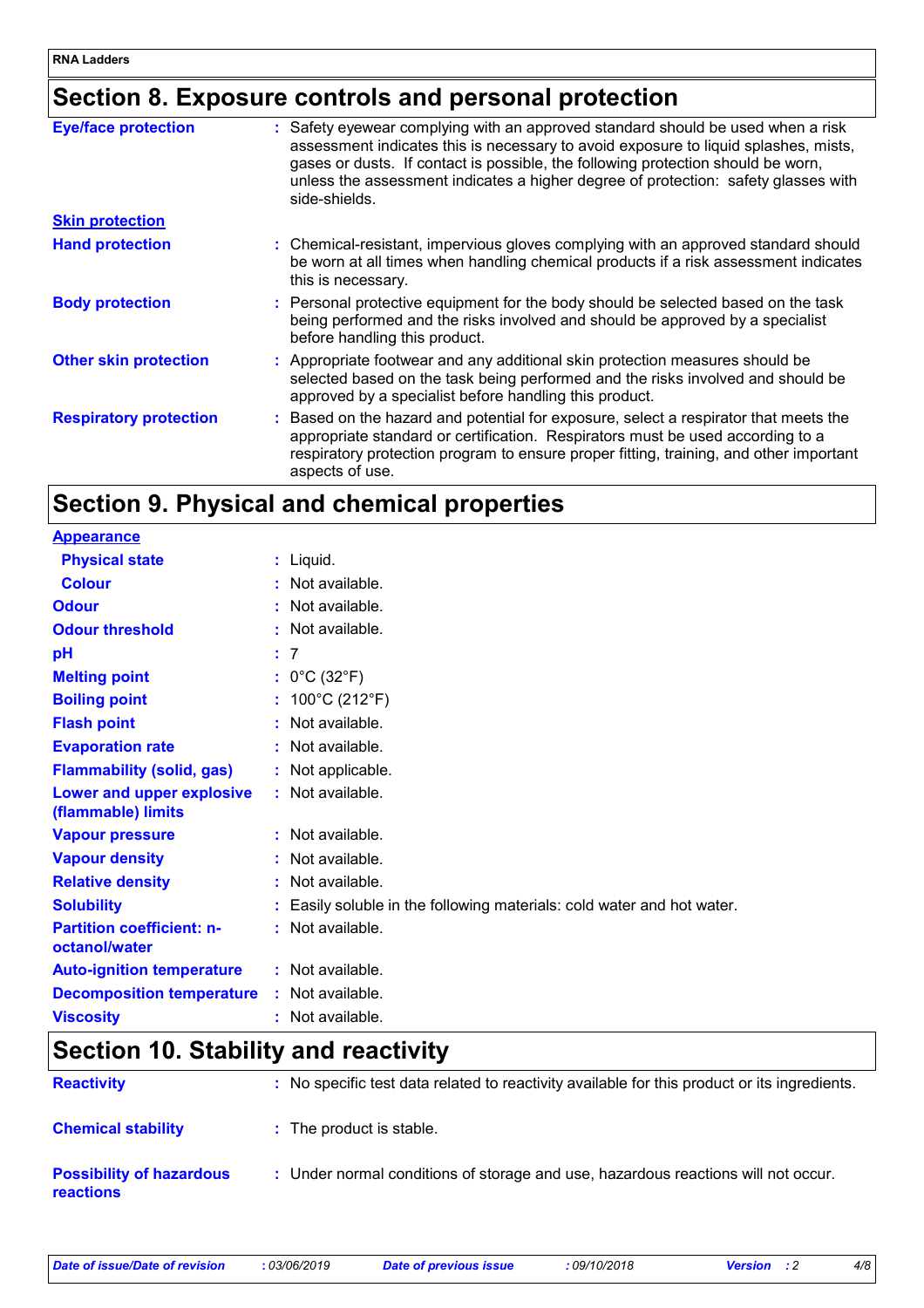## Section 8. Exposure controls and personal protection

| | |
|---|---|
| **Eye/face protection** | Safety eyewear complying with an approved standard should be used when a risk assessment indicates this is necessary to avoid exposure to liquid splashes, mists, gases or dusts. If contact is possible, the following protection should be worn, unless the assessment indicates a higher degree of protection: safety glasses with side-shields. |
| **Skin protection** | |
| **Hand protection** | Chemical-resistant, impervious gloves complying with an approved standard should be worn at all times when handling chemical products if a risk assessment indicates this is necessary. |
| **Body protection** | Personal protective equipment for the body should be selected based on the task being performed and the risks involved and should be approved by a specialist before handling this product. |
| **Other skin protection** | Appropriate footwear and any additional skin protection measures should be selected based on the task being performed and the risks involved and should be approved by a specialist before handling this product. |
| **Respiratory protection** | Based on the hazard and potential for exposure, select a respirator that meets the appropriate standard or certification. Respirators must be used according to a respiratory protection program to ensure proper fitting, training, and other important aspects of use. |

## Section 9. Physical and chemical properties

| | |
|---|---|
| **Appearance** | |
| **Physical state** | Liquid. |
| **Colour** | Not available. |
| **Odour** | Not available. |
| **Odour threshold** | Not available. |
| **pH** | 7 |
| **Melting point** | 0°C (32°F) |
| **Boiling point** | 100°C (212°F) |
| **Flash point** | Not available. |
| **Evaporation rate** | Not available. |
| **Flammability (solid, gas)** | Not applicable. |
| **Lower and upper explosive (flammable) limits** | Not available. |
| **Vapour pressure** | Not available. |
| **Vapour density** | Not available. |
| **Relative density** | Not available. |
| **Solubility** | Easily soluble in the following materials: cold water and hot water. |
| **Partition coefficient: n-octanol/water** | Not available. |
| **Auto-ignition temperature** | Not available. |
| **Decomposition temperature** | Not available. |
| **Viscosity** | Not available. |

## Section 10. Stability and reactivity

| | |
|---|---|
| **Reactivity** | No specific test data related to reactivity available for this product or its ingredients. |
| **Chemical stability** | The product is stable. |
| **Possibility of hazardous reactions** | Under normal conditions of storage and use, hazardous reactions will not occur. |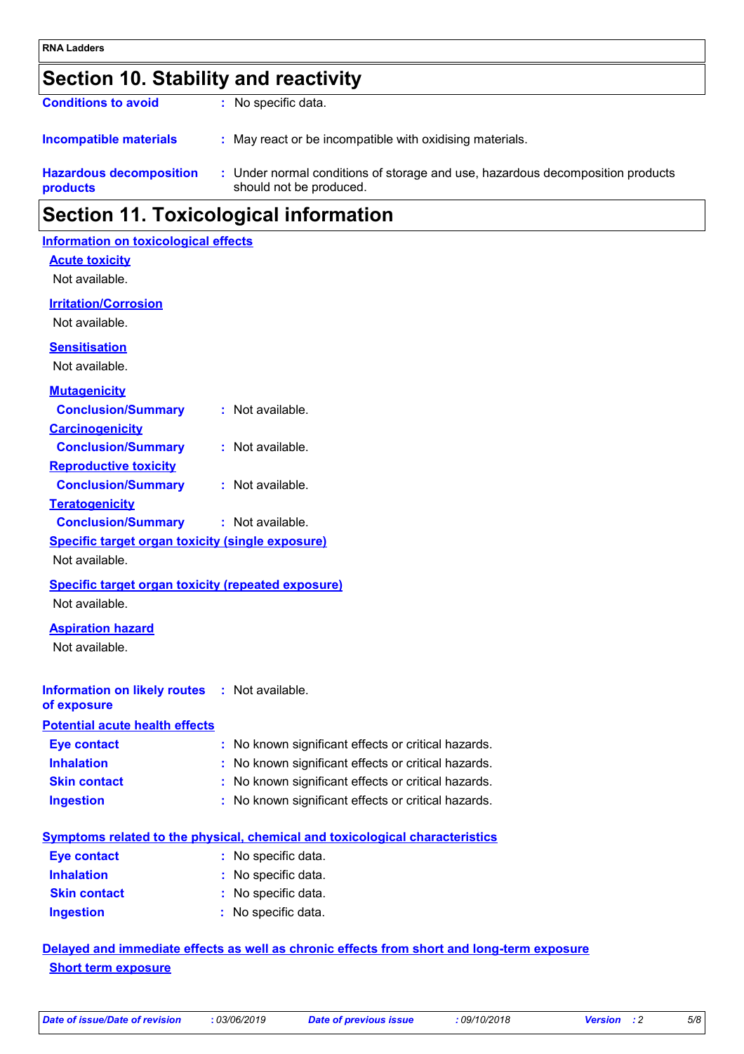## Section 10. Stability and reactivity

**Conditions to avoid** : No specific data.

**Incompatible materials** : May react or be incompatible with oxidising materials.

**Hazardous decomposition products** : Under normal conditions of storage and use, hazardous decomposition products should not be produced.

## Section 11. Toxicological information

### Information on toxicological effects

**Acute toxicity**

Not available.

**Irritation/Corrosion**

Not available.

**Sensitisation**

Not available.

**Mutagenicity**

**Conclusion/Summary** : Not available.

**Carcinogenicity**

**Conclusion/Summary** : Not available.

**Reproductive toxicity**

**Conclusion/Summary** : Not available.

**Teratogenicity**

**Conclusion/Summary** : Not available.

**Specific target organ toxicity (single exposure)**

Not available.

**Specific target organ toxicity (repeated exposure)**

Not available.

**Aspiration hazard**

Not available.

**Information on likely routes of exposure** : Not available.

### Potential acute health effects

**Eye contact** : No known significant effects or critical hazards.

**Inhalation** : No known significant effects or critical hazards.

**Skin contact** : No known significant effects or critical hazards.

**Ingestion** : No known significant effects or critical hazards.

### Symptoms related to the physical, chemical and toxicological characteristics

**Eye contact** : No specific data.

**Inhalation** : No specific data.

**Skin contact** : No specific data.

**Ingestion** : No specific data.

### Delayed and immediate effects as well as chronic effects from short and long-term exposure

**Short term exposure**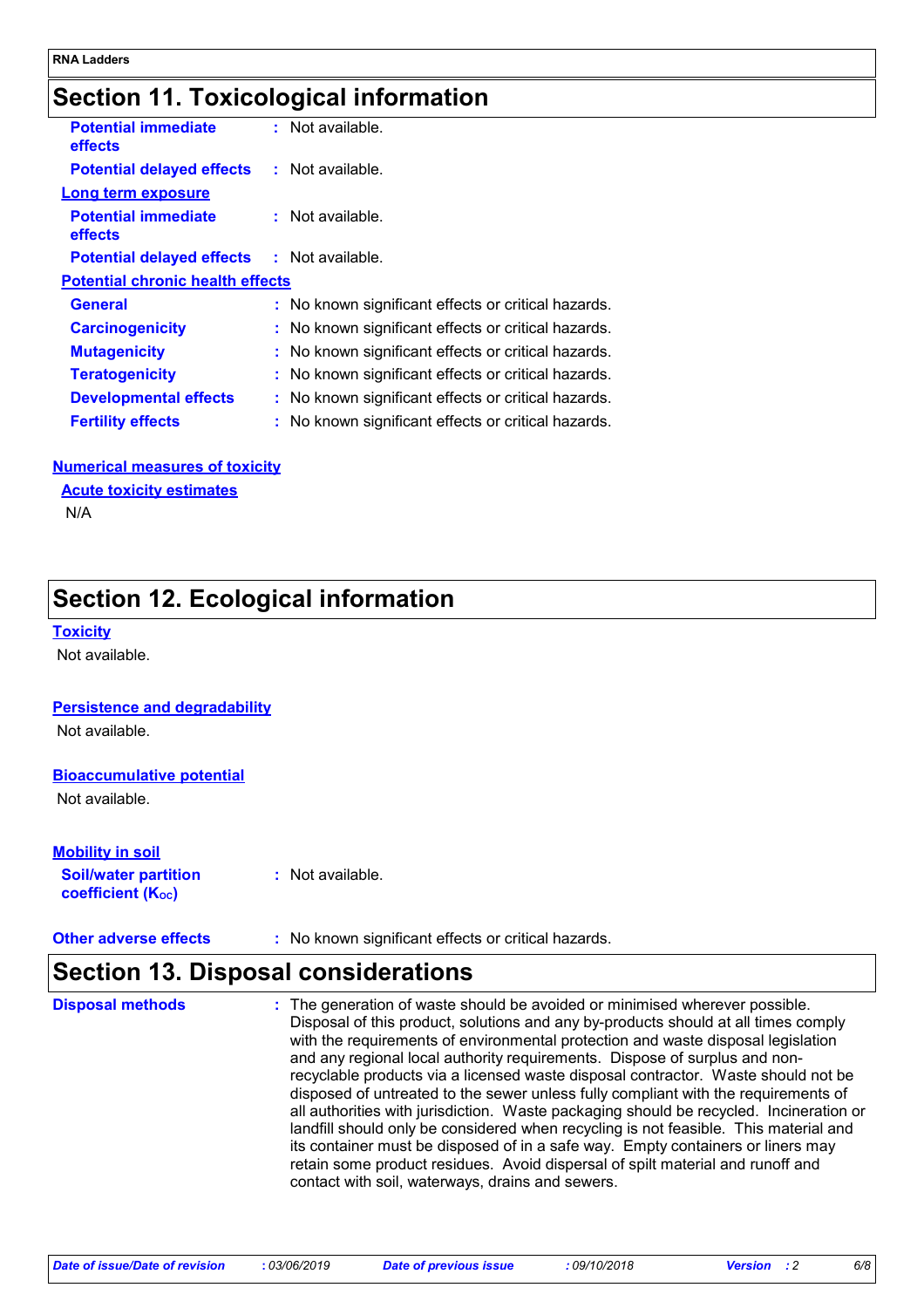## Section 11. Toxicological information

**Potential immediate effects** : Not available.

**Potential delayed effects** : Not available.

**Long term exposure**

**Potential immediate effects** : Not available.

**Potential delayed effects** : Not available.

**Potential chronic health effects**

| | |
|---|---|
| **General** | : No known significant effects or critical hazards. |
| **Carcinogenicity** | : No known significant effects or critical hazards. |
| **Mutagenicity** | : No known significant effects or critical hazards. |
| **Teratogenicity** | : No known significant effects or critical hazards. |
| **Developmental effects** | : No known significant effects or critical hazards. |
| **Fertility effects** | : No known significant effects or critical hazards. |

**Numerical measures of toxicity**

**Acute toxicity estimates**

N/A

## Section 12. Ecological information

**Toxicity**

Not available.

**Persistence and degradability**

Not available.

**Bioaccumulative potential**

Not available.

**Mobility in soil**

**Soil/water partition coefficient ($K_{OC}$)** : Not available.

**Other adverse effects** : No known significant effects or critical hazards.

## Section 13. Disposal considerations

**Disposal methods** : The generation of waste should be avoided or minimised wherever possible. Disposal of this product, solutions and any by-products should at all times comply with the requirements of environmental protection and waste disposal legislation and any regional local authority requirements. Dispose of surplus and non-recyclable products via a licensed waste disposal contractor. Waste should not be disposed of untreated to the sewer unless fully compliant with the requirements of all authorities with jurisdiction. Waste packaging should be recycled. Incineration or landfill should only be considered when recycling is not feasible. This material and its container must be disposed of in a safe way. Empty containers or liners may retain some product residues. Avoid dispersal of spilt material and runoff and contact with soil, waterways, drains and sewers.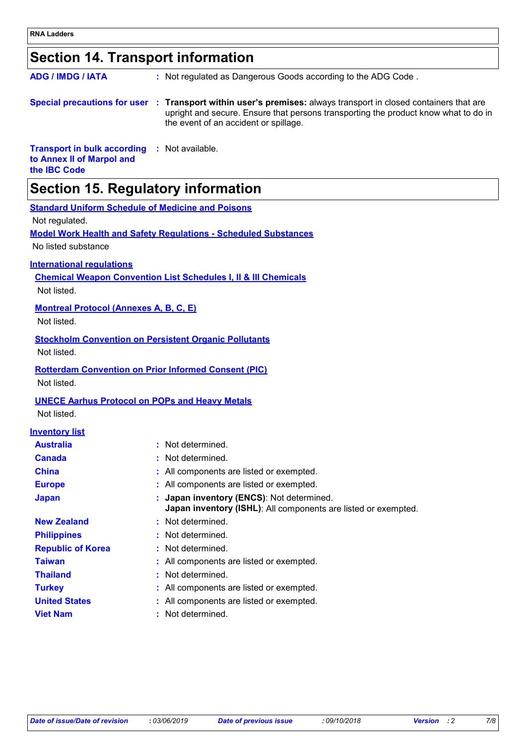## Section 14. Transport information

| | |
|---|---|
| **ADG / IMDG / IATA** | Not regulated as Dangerous Goods according to the ADG Code . |
| **Special precautions for user** | **Transport within user's premises:** always transport in closed containers that are upright and secure. Ensure that persons transporting the product know what to do in the event of an accident or spillage. |
| **Transport in bulk according to Annex II of Marpol and the IBC Code** | Not available. |

## Section 15. Regulatory information

**Standard Uniform Schedule of Medicine and Poisons**

Not regulated.

**Model Work Health and Safety Regulations - Scheduled Substances**

No listed substance

**International regulations**

**Chemical Weapon Convention List Schedules I, II & III Chemicals**

Not listed.

**Montreal Protocol (Annexes A, B, C, E)**

Not listed.

**Stockholm Convention on Persistent Organic Pollutants**

Not listed.

**Rotterdam Convention on Prior Informed Consent (PIC)**

Not listed.

**UNECE Aarhus Protocol on POPs and Heavy Metals**

Not listed.

**Inventory list**

| | |
|---|---|
| **Australia** | Not determined. |
| **Canada** | Not determined. |
| **China** | All components are listed or exempted. |
| **Europe** | All components are listed or exempted. |
| **Japan** | **Japan inventory (ENCS)**: Not determined.<br>**Japan inventory (ISHL)**: All components are listed or exempted. |
| **New Zealand** | Not determined. |
| **Philippines** | Not determined. |
| **Republic of Korea** | Not determined. |
| **Taiwan** | All components are listed or exempted. |
| **Thailand** | Not determined. |
| **Turkey** | All components are listed or exempted. |
| **United States** | All components are listed or exempted. |
| **Viet Nam** | Not determined. |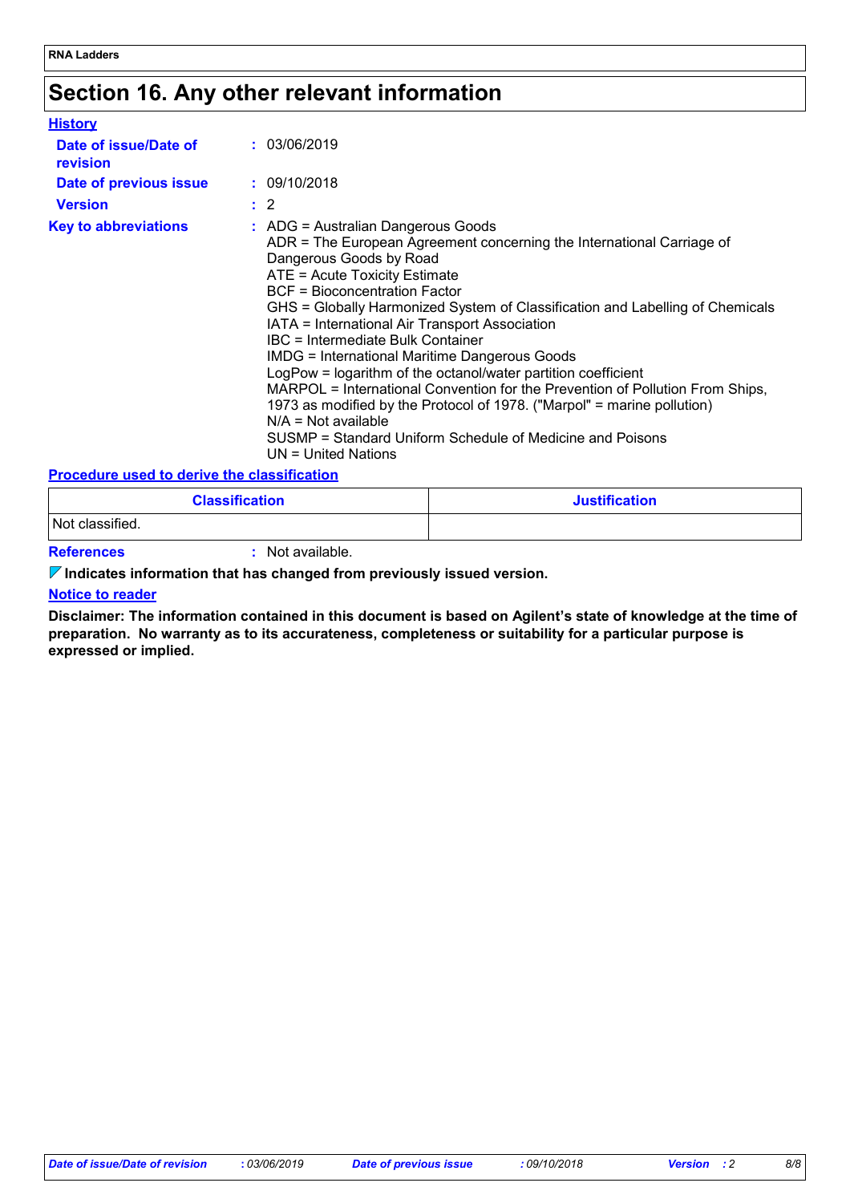# Section 16. Any other relevant information

**History**

**Date of issue/Date of revision** : 03/06/2019

**Date of previous issue** : 09/10/2018

**Version** : 2

**Key to abbreviations** : ADG = Australian Dangerous Goods
ADR = The European Agreement concerning the International Carriage of Dangerous Goods by Road
ATE = Acute Toxicity Estimate
BCF = Bioconcentration Factor
GHS = Globally Harmonized System of Classification and Labelling of Chemicals
IATA = International Air Transport Association
IBC = Intermediate Bulk Container
IMDG = International Maritime Dangerous Goods
LogPow = logarithm of the octanol/water partition coefficient
MARPOL = International Convention for the Prevention of Pollution From Ships, 1973 as modified by the Protocol of 1978. ("Marpol" = marine pollution)
N/A = Not available
SUSMP = Standard Uniform Schedule of Medicine and Poisons
UN = United Nations

**Procedure used to derive the classification**

| Classification | Justification |
|---|---|
| Not classified. | |

**References** : Not available.

**Indicates information that has changed from previously issued version.**

**Notice to reader**

**Disclaimer: The information contained in this document is based on Agilent's state of knowledge at the time of preparation. No warranty as to its accurateness, completeness or suitability for a particular purpose is expressed or implied.**